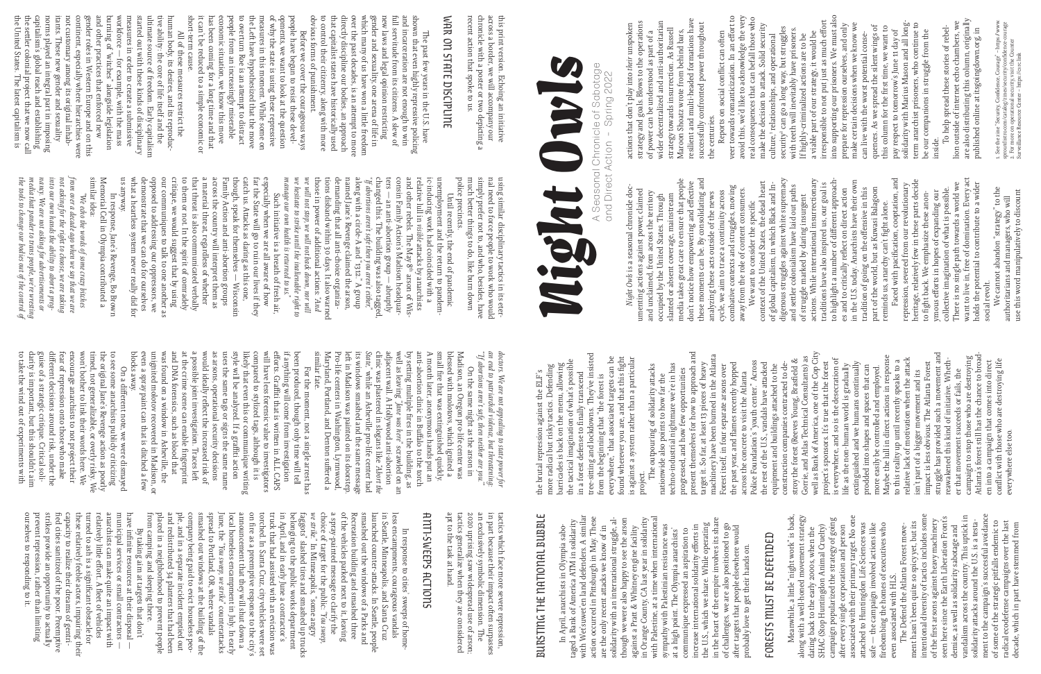# Night Owls

A Seasonal Chronicle of Sabotage and Direct Action – Spring 2022

*Night Owls* is a seasonal chronicle documenting actions against power, claimed and unclaimed, from across the territory occupied by the United States. Through slanted or absent coverage, mainstream media takes great care to ensure that people don't notice how empowering and effective these moments can be. By consolidating and analyzing these acts outside of the news cycle, we aim to trace a continuity across combative contexts and struggles, moving away from the role of content consumers.

We want to consider the specific context of the United States, the dead heart of global capitalism, in which Black and Indigenous struggles against white supremacy and settler colonialism have laid out paths of struggle marked by daring insurgent actions. While international insurrectionary traditions have also inspired us, our goal is to highlight a number of different approaches and to critically reflect on direct action in the U.S. today. Anarchists have their own tradition of going on the offensive in this part of the world, but as Kuwasi Balagoon reminds us, anarchy can't fight alone.

Faced with pacification, cooptation, and repression, severed from our revolutionary heritage, relatively few in these parts decide to fight back. We emphasize these anonymous efforts in hopes of expanding our collective imagination of what is possible. There is no single path towards a world we want to live in, free of domination. Every act holds the potential to contribute to a wider social revolt.

We cannot abandon "strategy" to the authoritarians and managers, who will use this word manipulatively to discount actions that don't play into *their* unspoken strategy and goals. Blows to the operations of power can be understood as part of a wider decentralized and anti-authoritarian strategy towards insurrection. As Russell Maroon Shoatz wrote from behind bars, resilient and anti-hierarchical formations have successfully confronted power throughout the centuries.

Reports on social conflict can often veer towards romanticization. In an effort to avoid this, we'd like to acknowledge the very real consequences that can befall those who make the decision to attack. Solid security culture,[1] relationships, and operational security[2] can go a long way, but struggles with teeth will inevitably have prisoners. If highly-criminalized actions are to be a viable part of our strategy, it would be irresponsible to not put just as much effort into supporting our prisoners. We must also prepare for repression ourselves, and only make certain decisions when we know we can live with the worst potential consequences. As we spread the silent wings of this column for the first time, we want to pay respect to tomorrow's June 11 day of solidarity with Marius Mason and all long-term anarchist prisoners, who continue to be our companions in struggle from the inside.

To help spread these stories of rebellion outside of internet echo chambers, we are also distributing this column, originally published online at itsgoingdown.org, in this print version. Echoing an initiative across a border, we will accompany our chronicle with a poster or two depicting a recent action that spoke to us.

1. See the zine "Security, Confidence, Courage" – https://www.sproutdistro.com/catalog/zines/security/confidence-courage
2. For more on operational security visit the Counter Surveillance Resource Center – https://csrc.link

## WAR ON STATE DISCIPLINE

The past few years in the U.S. have shown that even highly repressive policing and incarceration are not enough to win full servitude from its citizens. A slew of new laws and legal opinion restricting gender and sexuality, one arena of life in which many of us have won a little freedom over the past decades, is an attempt to more directly discipline our bodies, an approach that capitalist states have historically used to control their citizenry, along with more obvious forms of punishment.

Before we cover the courageous ways people have begun to resist these developments, we want to look at the question of why the state is using these repressive measures in this moment. While some on the Left have hypothesized that the move to overturn Roe is an attempt to distract people from an increasingly miserable economic situation, we know this move has been coming for a long time and that it can't be reduced to a simple economic or short-term cause.

All of these measures restrict the human body, its desires, and its reproductive ability: the core of life itself and the ultimate source of freedom. Early capitalism started out with these kinds of disciplinary measures in order to create a submissive workforce — for example, with the mass burning of "witches" alongside legislation and other practices that enforced new gender roles in Western Europe and on this continent, especially where hierarchies were not customary among its original inhabitants. These new gender and sexuality norms played an integral part in imposing capitalism's global reach and establishing the settler colonial project that we now call the United States. The latest capitalism is using similar disciplinary tactics in its eternal need to force people to work who would simply prefer not to, and who, besides, have much better things to do, like burn down police precincts.

Until recently, the end of pandemic unemployment and the return to pandemic-inducing work had coincided with a relative lull in *visible* attacks by anarchists and other rebels. The May 8th arson of Wisconsin Family Action's Madison headquarters — an anti-abortion group — abruptly changed this. The building was also tagged, *"If abortions aren't safe then you aren't either,"* along with a circle-A and "1312." A group named Jane's Revenge claimed the arson, demanding that all anti-choice organizations disband within 30 days. It also warned those in power of additional actions: *"And we will not stop, we will not back down, nor will we hesitate to strike until the inalienable right to manage our own bodies is returned to us."*

Such initiative is a breath of fresh air, especially when we are all aware of how far the State will go to ruin our lives if they catch us. Attacks as daring as this one, though, speak for themselves — Wisconsin Family Action and anti-abortion groups across the country will interpret them as a material threat, regardless of whether that threat is also communicated verbally to them or not. In the spirit of comradely critique, we would suggest that by using our communiques to talk to one another as opposed to addressing our oppressors, we demonstrate that we can do for ourselves what a heartless system never really did for us anyway.

In response, Jane's Revenge, Bo Brown Memorial Cell in Olympia contributed a similar idea:

*"We echo the words of some crazy bitches from over a decade ago when we say that we are not asking for the right to choose, we are taking into our own hands the ability to abort a pregnancy. We are not asking for advertisements or media that pander to trans people, we're wresting the tools to change our bodies out of the control of doctors. We are not appealing to state power for an end to patriarchal violence, but threatening: "If abortions aren't safe, neither are you.""*

On the same night as the arson in Madison, an Oregon pro-life center was blessed with molotovs, which ignited a small fire that was extinguished quickly. A month later, anonymous hands put an anti-abortion clinic in Buffalo to the torch by setting multiple fires in the building, as well as leaving *"Jane was here"* scrawled on an adjacent wall. A Hollywood anti-abortion clinic was plastered in slogans like *"Abort the State,"* while an Asheville pro-life center had its windows smashed and the same message left in Madison was painted on its doorstep. Pro-life centers in Washington, Lynnwood, Maryland, Portland, and Denton suffered a similar fate.

For the moment, not a single arrest has been produced, though only time will tell if anything will come from investigation efforts. Graffiti that is written in ALL CAPS will have less forensic value to investigators compared to stylized tags, although it is likely that even this or communique writing style will be analyzed. If a graffiti action uses the same tags or signs the same name as arsons, operational security decisions would ideally reflect the increased risk of a possible joint investigation. Traces left at the crime scene can enable fingerprint and DNA forensics, such as blood that was found on a window in Asheville, the unignited molotov recovered in Madison, or even a spray paint can that is ditched a few blocks away.

On a different note, we were dismayed to see some anarchists publicly criticizing the original Jane's Revenge action as poorly timed, not generalizable, or overly risky. We won't bother to link their words here. We encourage anarchists to not project their fear of repression onto those who make different decisions around risk, under the guise of a strategic critique. Critical solidarity is important, but this shouldn't aim to take the wind out of experiments with tactics which face more severe repression, in part because their impact often surpasses an exclusively symbolic dimension. The 2020 uprising saw widespread use of arson: tactics generalize when they are considered apt to the task at hand.

## ANTI-SWEEPS ACTIONS

In response to cities' sweeps of homeless encampments, courageous vandals in Seattle, Minneapolis, and Santa Cruz launched counter-attacks. In Seattle, people smashed out the windows of a Parks and Recreation building and smashed three of the vehicles parked next to it, leaving a spray-painted message to clarify the choice of target for the public: *"You sweep, we strike."* In Minneapolis, "some angry faggots" slashed tires and smashed up trucks belonging to the public works department in April, and in early June a contractor's truck that had assisted with an eviction was torched. In Santa Cruz, city vehicles were set on fire as a preemptive response to the city's announcement that they will shut down a local homeless encampment in July. In early June, the *"You sweep, we strike"* counterattacks spread to Portland, OR, where vandals smashed out windows at the building of the company being paid to evict houseless people, and in a separate incident emptied out and redistributed 34 planters that had been placed in a neighborhood to prevent people from camping and sleeping there.

By taking aim at targets that don't have infinite resources at their disposal — municipal services or small contractors — anarchists can make quite an impact with relatively little effort. A fleet of vehicles turned to ash is a significant obstacle for these relatively feeble actors, impairing their capacity to realize their dreams of gentrified cities sanitized of the poor. Preemptive strikes provide an opportunity to actually prevent repression, rather than limiting ourselves to responding to it.

## BURSTING THE NATIONAL BUBBLE

In April, anarchists in Olympia sabotaged a Bank of America ATM in solidarity with Wet'suwet'en land defenders. A similar action occurred in Pittsburgh in May. These are the only recent attacks we know of in solidarity with an international struggle, although we are also happy to see the arson against a Pratt & Whitney engine facility in Orange County, CA last year in solidarity with Palestine, at a time when international sympathy with Palestinian resistance was at a high point. The Olympia anarchists' communique expressed an aspiration to increase international solidarity efforts in the U.S., which we share. While operating in the heart of the empire involves its share of challenges, we are also positioned to go after targets that people elsewhere would probably love to get their hands on.

## FORESTS MUST BE DEFENDED

Meanwhile, a little "night work" is back, along with a well-honed movement strategy dating back to the early 2000s, when the SHAC (Stop Huntingdon Animal Cruelty) campaign popularized the strategy of going after every single corporation and person associated with their primary target. No one attached to Huntingdon Life Sciences was safe — the campaign involved actions like firebombing the homes of executives who even associated with HLS.

The Defend the Atlanta Forest movement hasn't been quite so spicy yet, but its intentional diversity of tactics includes some of the first arsons against heavy machinery seen here since the Earth Liberation Front's demise, as well as solidarity sabotage and vandalism across the country. This uptick in solidarity attacks around the U.S. is a testament to the campaign's successful avoidance of some of the strategic pitfalls endemic to radical ecodefense campaigns over the last decade, which in part have stemmed from the brutal repression against the ELF's more radical but risky tactics. Defending barricades is back on the menu, allowing the tactical imagination of what's possible in a forest defense to finally transcend tree-sitting and lockdowns. They've insisted from the beginning that "the forest is everywhere," that associated targets can be found wherever you are, and that this fight is against a system rather than a particular project.

The outpouring of solidarity attacks nationwide also points to how far the techno-industrial nightmare we're in has progressed, and how few opportunities present themselves for how to approach and target it. So far, at least 13 pieces of heavy machinery have been burned in the Atlanta Forest itself, in four separate arsons over the past year, and flames recently hopped across the concrete to visit the Atlanta Police Foundation's "youth center." Across the rest of the U.S., vandals have attacked equipment and buildings attached to the construction companies contracted to destroy the forest (Reeves Young, Brasfield & Gorrie, and Atlas Technical Consultants) as well as Bank of America, one of the Cop City project's sponsors. It's true that the forest is everywhere, and so is the desecration of life as the non-human world is gradually extinguished and we humans continually prodded into shapes and spaces that can more easily be controlled and employed. Maybe the lull in direct actions in response to this reality up until recently speaks to a relative lack of motivation when the attack isn't part of a bigger movement and its impact is less obvious. The Atlanta Forest struggle has provided such a movement and reawakened this kind of initiative. Whether that movement succeeds or fails, the campaign to stop those who are destroying Atlanta's forest still has the chance to broaden into a campaign that comes into direct conflict with those who are destroying life everywhere else too.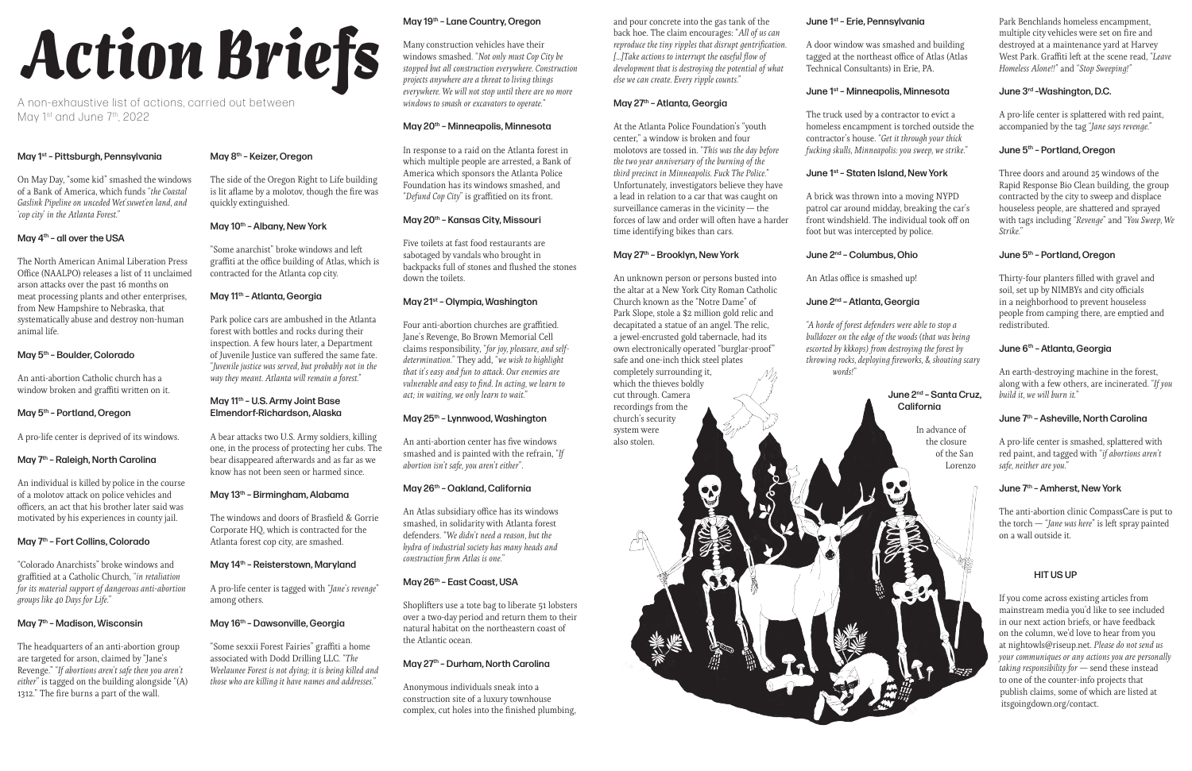# Action Briefs

A non-exhaustive list of actions, carried out between May 1st and June 7th, 2022

### May 1st – Pittsburgh, Pennsylvania

On May Day, "some kid" smashed the windows of a Bank of America, which funds "*the Coastal Gaslink Pipeline on unceded Wet'suwet'en land, and 'cop city' in the Atlanta Forest.*"

### May 4th – all over the USA

The North American Animal Liberation Press Office (NAALPO) releases a list of 11 unclaimed arson attacks over the past 16 months on meat processing plants and other enterprises, from New Hampshire to Nebraska, that systematically abuse and destroy non-human animal life.

### May 5th – Boulder, Colorado

An anti-abortion Catholic church has a window broken and graffiti written on it.

### May 5th – Portland, Oregon

A pro-life center is deprived of its windows.

### May 7th – Raleigh, North Carolina

An individual is killed by police in the course of a molotov attack on police vehicles and officers, an act that his brother later said was motivated by his experiences in county jail.

### May 7th – Fort Collins, Colorado

"Colorado Anarchists" broke windows and graffitied at a Catholic Church, "*in retaliation for its material support of dangerous anti-abortion groups like 40 Days for Life.*"

### May 7th – Madison, Wisconsin

The headquarters of an anti-abortion group are targeted for arson, claimed by "Jane's Revenge." "*If abortions aren't safe then you aren't either*" is tagged on the building alongside "(A) 1312." The fire burns a part of the wall.

### May 8th – Keizer, Oregon

The side of the Oregon Right to Life building is lit aflame by a molotov, though the fire was quickly extinguished.

### May 10th – Albany, New York

"Some anarchist" broke windows and left graffiti at the office building of Atlas, which is contracted for the Atlanta cop city.

### May 11th – Atlanta, Georgia

Park police cars are ambushed in the Atlanta forest with bottles and rocks during their inspection. A few hours later, a Department of Juvenile Justice van suffered the same fate. "*Juvenile justice was served, but probably not in the way they meant. Atlanta will remain a forest.*"

### May 11th – U.S. Army Joint Base Elmendorf-Richardson, Alaska

A bear attacks two U.S. Army soldiers, killing one, in the process of protecting her cubs. The bear disappeared afterwards and as far as we know has not been seen or harmed since.

### May 13th – Birmingham, Alabama

The windows and doors of Brasfield & Gorrie Corporate HQ, which is contracted for the Atlanta forest cop city, are smashed.

### May 14th – Reisterstown, Maryland

A pro-life center is tagged with "*Jane's revenge*" among others.

### May 16th – Dawsonville, Georgia

"Some sexxii Forest Fairies" graffiti a home associated with Dodd Drilling LLC. "*The Weelaunee Forest is not dying; it is being killed and those who are killing it have names and addresses.*"

### May 19th – Lane Country, Oregon

Many construction vehicles have their windows smashed. "*Not only must Cop City be stopped but all construction everywhere. Construction projects anywhere are a threat to living things everywhere. We will not stop until there are no more windows to smash or excavators to operate.*"

### May 20th – Minneapolis, Minnesota

In response to a raid on the Atlanta forest in which multiple people are arrested, a Bank of America which sponsors the Atlanta Police Foundation has its windows smashed, and "*Defund Cop City*" is graffitied on its front.

### May 20th – Kansas City, Missouri

Five toilets at fast food restaurants are sabotaged by vandals who brought in backpacks full of stones and flushed the stones down the toilets.

### May 21st – Olympia, Washington

Four anti-abortion churches are graffitied. Jane's Revenge, Bo Brown Memorial Cell claims responsibility, "*for joy, pleasure, and self-determination.*" They add, "*we wish to highlight that it's easy and fun to attack. Our enemies are vulnerable and easy to find. In acting, we learn to act; in waiting, we only learn to wait.*"

### May 25th – Lynnwood, Washington

An anti-abortion center has five windows smashed and is painted with the refrain, "*If abortion isn't safe, you aren't either*".

### May 26th – Oakland, California

An Atlas subsidiary office has its windows smashed, in solidarity with Atlanta forest defenders. "*We didn't need a reason, but the hydra of industrial society has many heads and construction firm Atlas is one.*"

### May 26th – East Coast, USA

Shoplifters use a tote bag to liberate 51 lobsters over a two-day period and return them to their natural habitat on the northeastern coast of the Atlantic ocean.

### May 27th – Durham, North Carolina

Anonymous individuals sneak into a construction site of a luxury townhouse complex, cut holes into the finished plumbing, and pour concrete into the gas tank of the back hoe. The claim encourages: "*All of us can reproduce the tiny ripples that disrupt gentrification. [...]Take actions to interrupt the easeful flow of development that is destroying the potential of what else we can create. Every ripple counts.*"

### May 27th – Atlanta, Georgia

At the Atlanta Police Foundation's "youth center," a window is broken and four molotovs are tossed in. "*This was the day before the two year anniversary of the burning of the third precinct in Minneapolis. Fuck The Police.*" Unfortunately, investigators believe they have a lead in relation to a car that was caught on surveillance cameras in the vicinity — the forces of law and order will often have a harder time identifying bikes than cars.

### May 27th – Brooklyn, New York

An unknown person or persons busted into the altar at a New York City Roman Catholic Church known as the "Notre Dame" of Park Slope, stole a $2 million gold relic and decapitated a statue of an angel. The relic, a jewel-encrusted gold tabernacle, had its own electronically operated "burglar-proof" safe and one-inch thick steel plates completely surrounding it, which the thieves boldly cut through. Camera recordings from the church's security system were also stolen.

### June 1st – Erie, Pennsylvania

A door window was smashed and building tagged at the northeast office of Atlas (Atlas Technical Consultants) in Erie, PA.

### June 1st – Minneapolis, Minnesota

The truck used by a contractor to evict a homeless encampment is torched outside the contractor's house. "*Get it through your thick fucking skulls, Minneapolis: you sweep, we strike.*"

### June 1st – Staten Island, New York

A brick was thrown into a moving NYPD patrol car around midday, breaking the car's front windshield. The individual took off on foot but was intercepted by police.

### June 2nd – Columbus, Ohio

An Atlas office is smashed up!

### June 2nd – Atlanta, Georgia

"*A horde of forest defenders were able to stop a bulldozer on the edge of the woods (that was being escorted by kkkops) from destroying the forest by throwing rocks, deploying fireworks, & shouting scary words!*"

### June 2nd – Santa Cruz, California

In advance of the closure of the San Lorenzo Park Benchlands homeless encampment, multiple city vehicles were set on fire and destroyed at a maintenance yard at Harvey West Park. Graffiti left at the scene read, "*Leave Homeless Alone!!*" and "*Stop Sweeping!*"

### June 3rd – Washington, D.C.

A pro-life center is splattered with red paint, accompanied by the tag "*Jane says revenge.*"

### June 5th – Portland, Oregon

Three doors and around 25 windows of the Rapid Response Bio Clean building, the group contracted by the city to sweep and displace houseless people, are shattered and sprayed with tags including "*Revenge*" and "*You Sweep, We Strike.*"

### June 5th – Portland, Oregon

Thirty-four planters filled with gravel and soil, set up by NIMBYs and city officials in a neighborhood to prevent houseless people from camping there, are emptied and redistributed.

### June 6th – Atlanta, Georgia

An earth-destroying machine in the forest, along with a few others, are incinerated. "*If you build it, we will burn it.*"

### June 7th – Asheville, North Carolina

A pro-life center is smashed, splattered with red paint, and tagged with "*if abortions aren't safe, neither are you.*"

### June 7th – Amherst, New York

The anti-abortion clinic CompassCare is put to the torch — "*Jane was here*" is left spray painted on a wall outside it.

### HIT US UP

If you come across existing articles from mainstream media you'd like to see included in our next action briefs, or have feedback on the column, we'd love to hear from you at nightowls@riseup.net. *Please do not send us your communiques or any actions you are personally taking responsibility for* — send these instead to one of the counter-info projects that publish claims, some of which are listed at itsgoingdown.org/contact.